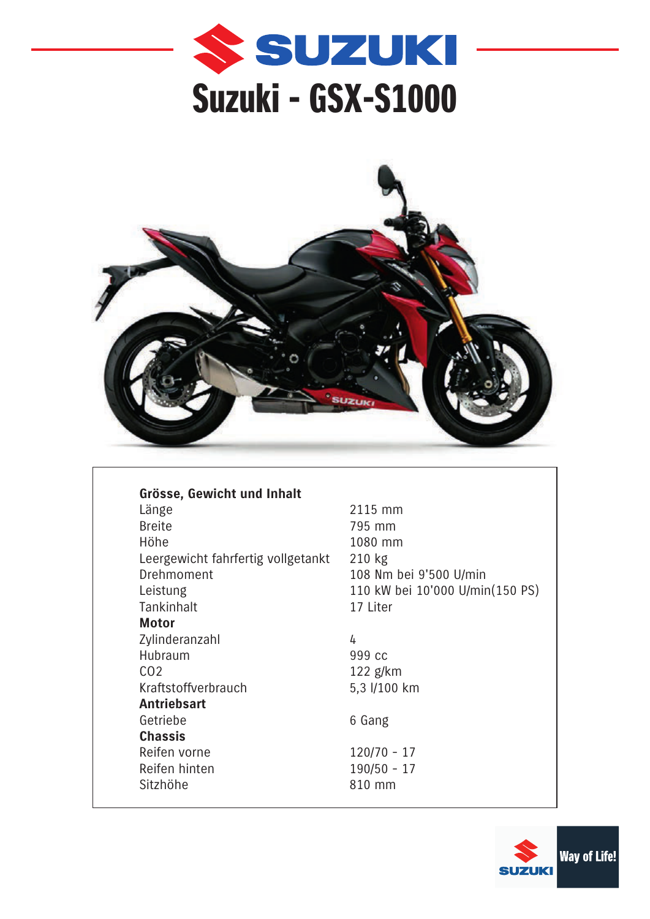# Suzuki - GSX-S1000

| | |
|---|---|
| **Grösse, Gewicht und Inhalt** | |
| Länge | 2115 mm |
| Breite | 795 mm |
| Höhe | 1080 mm |
| Leergewicht fahrfertig vollgetankt | 210 kg |
| Drehmoment | 108 Nm bei 9'500 U/min |
| Leistung | 110 kW bei 10'000 U/min(150 PS) |
| Tankinhalt | 17 Liter |
| **Motor** | |
| Zylinderanzahl | 4 |
| Hubraum | 999 cc |
| $CO_2$ | 122 g/km |
| Kraftstoffverbrauch | 5,3 l/100 km |
| **Antriebsart** | |
| Getriebe | 6 Gang |
| **Chassis** | |
| Reifen vorne | 120/70 - 17 |
| Reifen hinten | 190/50 - 17 |
| Sitzhöhe | 810 mm |

SUZUKI Way of Life!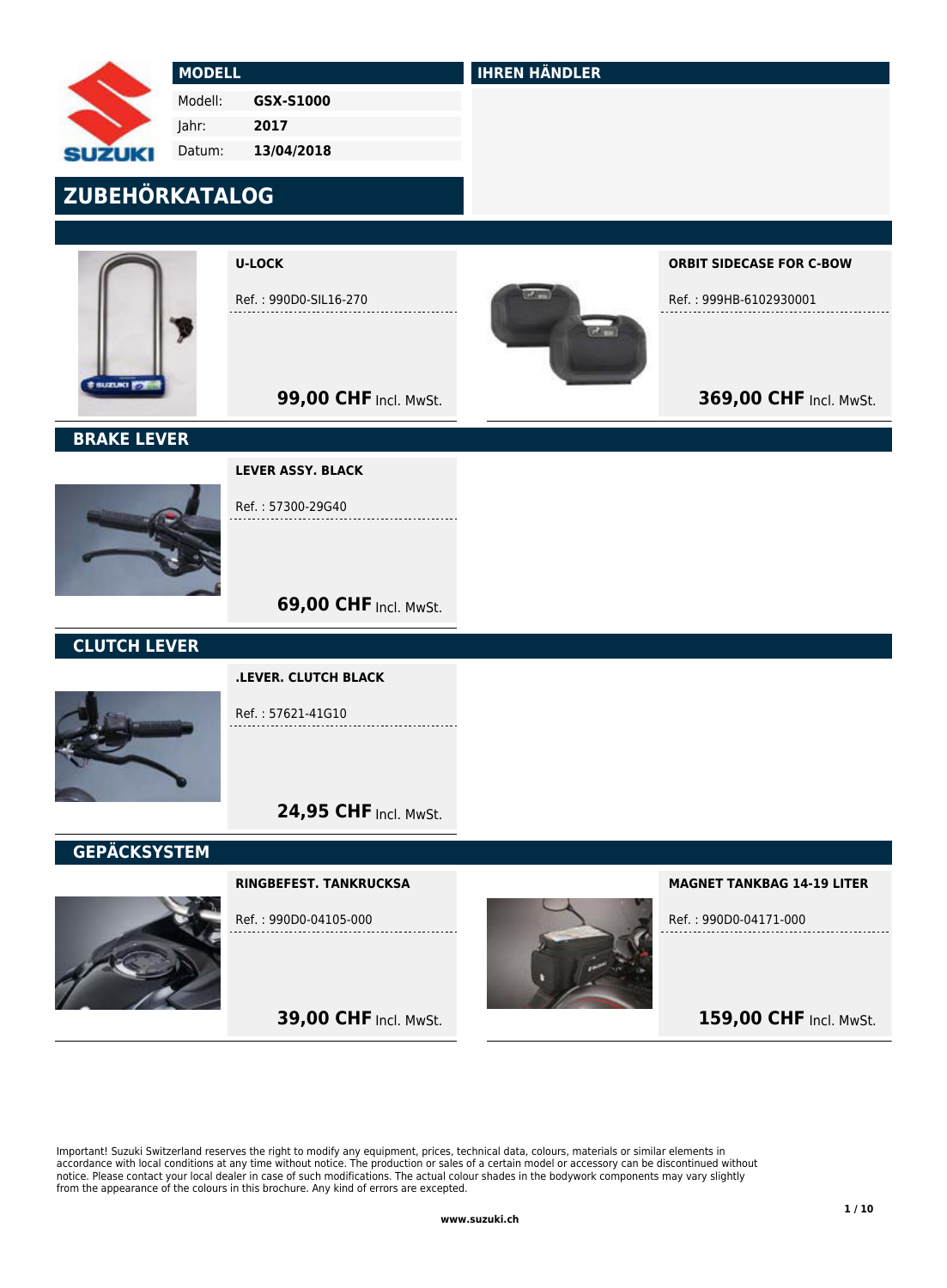## MODELL

| | |
|---|---|
| Modell: | **GSX-S1000** |
| Jahr: | **2017** |
| Datum: | **13/04/2018** |

## IHREN HÄNDLER

# ZUBEHÖRKATALOG

**U-LOCK**

Ref. : 990D0-SIL16-270

**99,00 CHF** Incl. MwSt.

**ORBIT SIDECASE FOR C-BOW**

Ref. : 999HB-6102930001

**369,00 CHF** Incl. MwSt.

## BRAKE LEVER

**LEVER ASSY. BLACK**

Ref. : 57300-29G40

**69,00 CHF** Incl. MwSt.

## CLUTCH LEVER

**.LEVER. CLUTCH BLACK**

Ref. : 57621-41G10

**24,95 CHF** Incl. MwSt.

## GEPÄCKSYSTEM

**RINGBEFEST. TANKRUCKSA**

Ref. : 990D0-04105-000

**39,00 CHF** Incl. MwSt.

**MAGNET TANKBAG 14-19 LITER**

Ref. : 990D0-04171-000

**159,00 CHF** Incl. MwSt.

Important! Suzuki Switzerland reserves the right to modify any equipment, prices, technical data, colours, materials or similar elements in accordance with local conditions at any time without notice. The production or sales of a certain model or accessory can be discontinued without notice. Please contact your local dealer in case of such modifications. The actual colour shades in the bodywork components may vary slightly from the appearance of the colours in this brochure. Any kind of errors are excepted.

www.suzuki.ch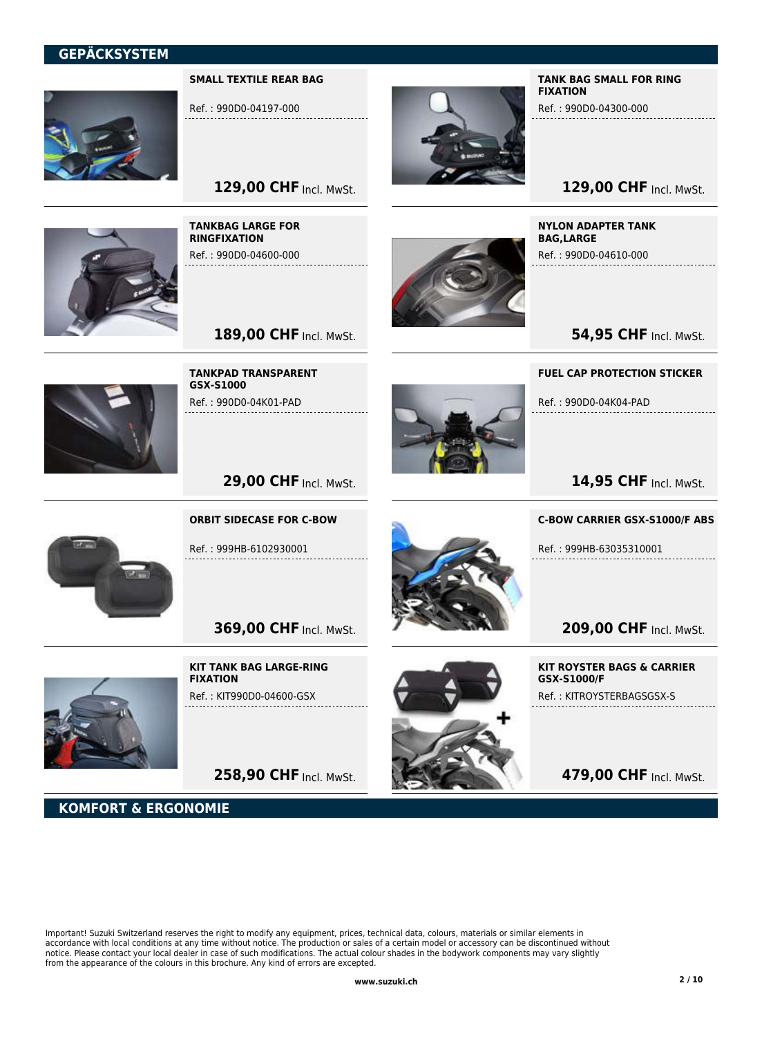## GEPÄCKSYSTEM

**SMALL TEXTILE REAR BAG**

Ref. : 990D0-04197-000

**129,00 CHF** Incl. MwSt.

**TANK BAG SMALL FOR RING FIXATION**

Ref. : 990D0-04300-000

**129,00 CHF** Incl. MwSt.

**TANKBAG LARGE FOR RINGFIXATION**

Ref. : 990D0-04600-000

**189,00 CHF** Incl. MwSt.

**NYLON ADAPTER TANK BAG,LARGE**

Ref. : 990D0-04610-000

**54,95 CHF** Incl. MwSt.

**TANKPAD TRANSPARENT GSX-S1000**

Ref. : 990D0-04K01-PAD

**29,00 CHF** Incl. MwSt.

**FUEL CAP PROTECTION STICKER**

Ref. : 990D0-04K04-PAD

**14,95 CHF** Incl. MwSt.

**ORBIT SIDECASE FOR C-BOW**

Ref. : 999HB-6102930001

**369,00 CHF** Incl. MwSt.

**C-BOW CARRIER GSX-S1000/F ABS**

Ref. : 999HB-63035310001

**209,00 CHF** Incl. MwSt.

**KIT TANK BAG LARGE-RING FIXATION**

Ref. : KIT990D0-04600-GSX

**258,90 CHF** Incl. MwSt.

**KIT ROYSTER BAGS & CARRIER GSX-S1000/F**

Ref. : KITROYSTERBAGSGSX-S

**479,00 CHF** Incl. MwSt.

## KOMFORT & ERGONOMIE

Important! Suzuki Switzerland reserves the right to modify any equipment, prices, technical data, colours, materials or similar elements in accordance with local conditions at any time without notice. The production or sales of a certain model or accessory can be discontinued without notice. Please contact your local dealer in case of such modifications. The actual colour shades in the bodywork components may vary slightly from the appearance of the colours in this brochure. Any kind of errors are excepted.

www.suzuki.ch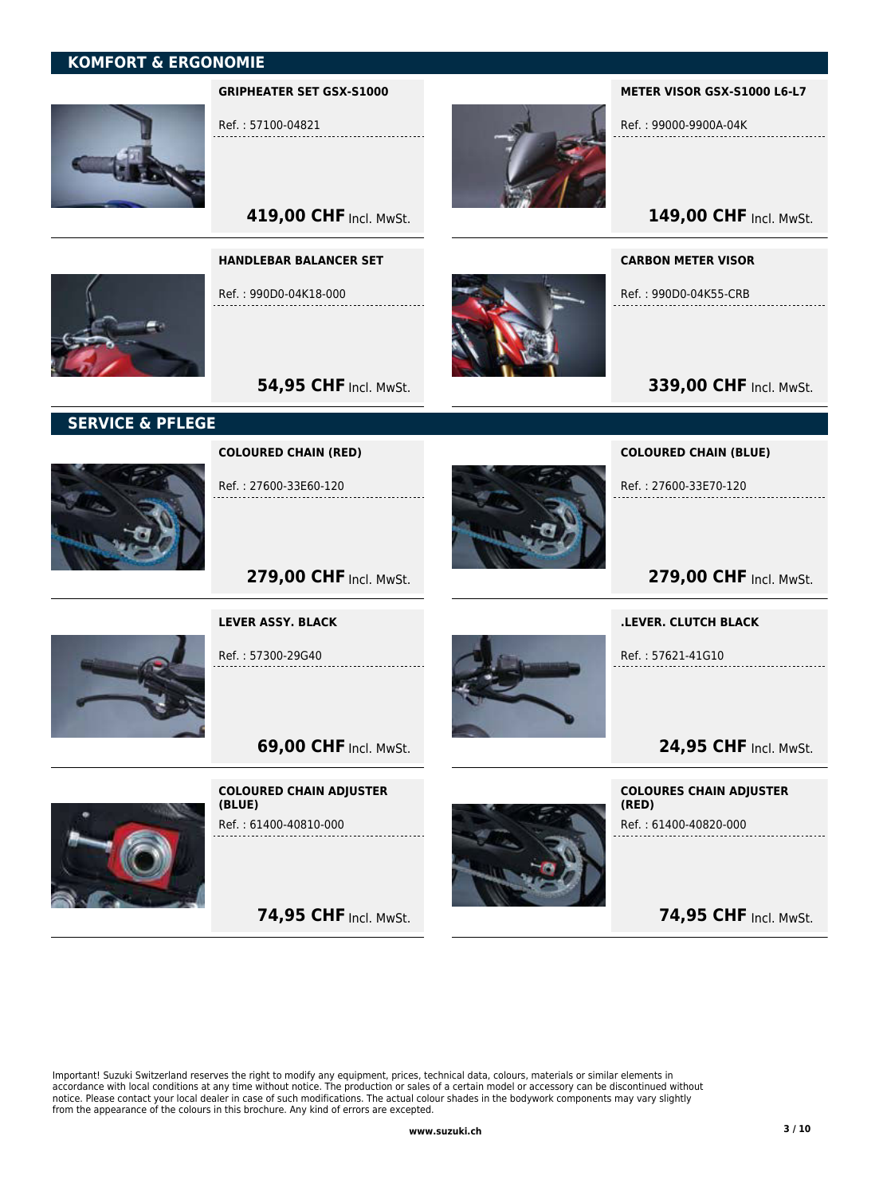## KOMFORT & ERGONOMIE

**GRIPHEATER SET GSX-S1000**

Ref. : 57100-04821

**419,00 CHF** Incl. MwSt.

**METER VISOR GSX-S1000 L6-L7**

Ref. : 99000-9900A-04K

**149,00 CHF** Incl. MwSt.

**HANDLEBAR BALANCER SET**

Ref. : 990D0-04K18-000

**54,95 CHF** Incl. MwSt.

**CARBON METER VISOR**

Ref. : 990D0-04K55-CRB

**339,00 CHF** Incl. MwSt.

## SERVICE & PFLEGE

**COLOURED CHAIN (RED)**

Ref. : 27600-33E60-120

**279,00 CHF** Incl. MwSt.

**COLOURED CHAIN (BLUE)**

Ref. : 27600-33E70-120

**279,00 CHF** Incl. MwSt.

**LEVER ASSY. BLACK**

Ref. : 57300-29G40

**69,00 CHF** Incl. MwSt.

**.LEVER. CLUTCH BLACK**

Ref. : 57621-41G10

**24,95 CHF** Incl. MwSt.

**COLOURED CHAIN ADJUSTER (BLUE)**

Ref. : 61400-40810-000

**74,95 CHF** Incl. MwSt.

**COLOURES CHAIN ADJUSTER (RED)**

Ref. : 61400-40820-000

**74,95 CHF** Incl. MwSt.

Important! Suzuki Switzerland reserves the right to modify any equipment, prices, technical data, colours, materials or similar elements in accordance with local conditions at any time without notice. The production or sales of a certain model or accessory can be discontinued without notice. Please contact your local dealer in case of such modifications. The actual colour shades in the bodywork components may vary slightly from the appearance of the colours in this brochure. Any kind of errors are excepted.

**www.suzuki.ch**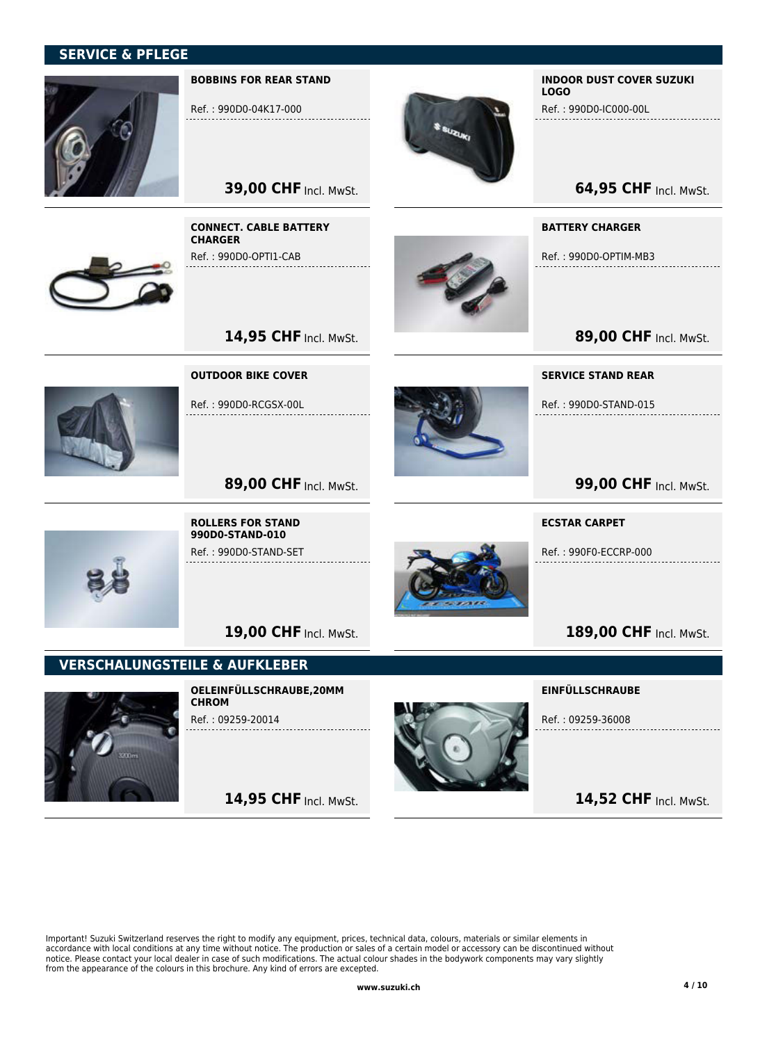## SERVICE & PFLEGE

**BOBBINS FOR REAR STAND**

Ref. : 990D0-04K17-000

**39,00 CHF** Incl. MwSt.

**INDOOR DUST COVER SUZUKI LOGO**

Ref. : 990D0-IC000-00L

**64,95 CHF** Incl. MwSt.

**CONNECT. CABLE BATTERY CHARGER**

Ref. : 990D0-OPTI1-CAB

**14,95 CHF** Incl. MwSt.

**BATTERY CHARGER**

Ref. : 990D0-OPTIM-MB3

**89,00 CHF** Incl. MwSt.

**OUTDOOR BIKE COVER**

Ref. : 990D0-RCGSX-00L

**89,00 CHF** Incl. MwSt.

**SERVICE STAND REAR**

Ref. : 990D0-STAND-015

**99,00 CHF** Incl. MwSt.

**ROLLERS FOR STAND 990D0-STAND-010**

Ref. : 990D0-STAND-SET

**19,00 CHF** Incl. MwSt.

**ECSTAR CARPET**

Ref. : 990F0-ECCRP-000

**189,00 CHF** Incl. MwSt.

## VERSCHALUNGSTEILE & AUFKLEBER

**OELEINFÜLLSCHRAUBE,20MM CHROM**

Ref. : 09259-20014

**14,95 CHF** Incl. MwSt.

**EINFÜLLSCHRAUBE**

Ref. : 09259-36008

**14,52 CHF** Incl. MwSt.

Important! Suzuki Switzerland reserves the right to modify any equipment, prices, technical data, colours, materials or similar elements in accordance with local conditions at any time without notice. The production or sales of a certain model or accessory can be discontinued without notice. Please contact your local dealer in case of such modifications. The actual colour shades in the bodywork components may vary slightly from the appearance of the colours in this brochure. Any kind of errors are excepted.

**www.suzuki.ch**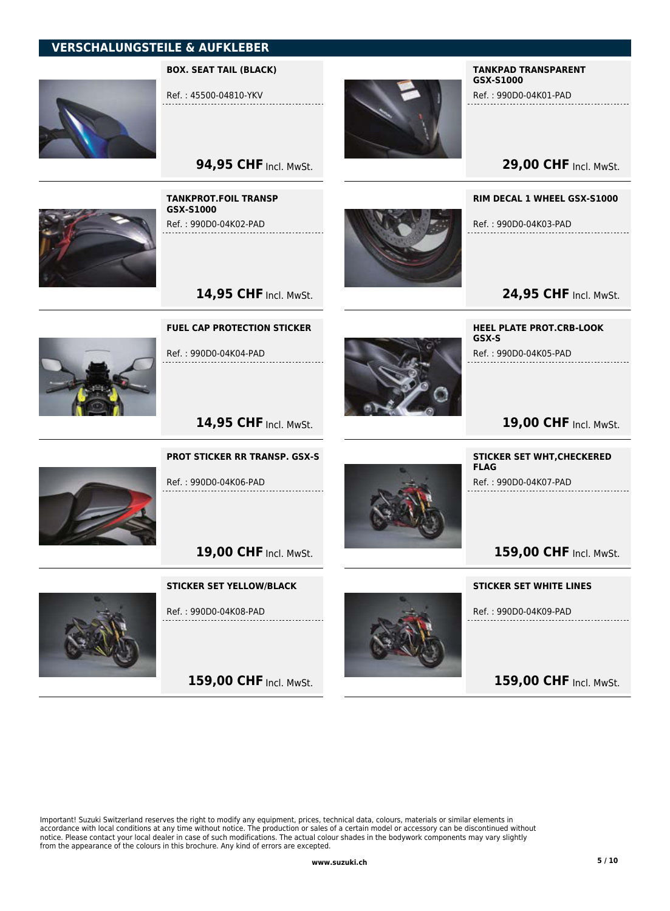## VERSCHALUNGSTEILE & AUFKLEBER

**BOX. SEAT TAIL (BLACK)**

Ref. : 45500-04810-YKV

**94,95 CHF** Incl. MwSt.

**TANKPAD TRANSPARENT GSX-S1000**

Ref. : 990D0-04K01-PAD

**29,00 CHF** Incl. MwSt.

**TANKPROT.FOIL TRANSP GSX-S1000**

Ref. : 990D0-04K02-PAD

**14,95 CHF** Incl. MwSt.

**RIM DECAL 1 WHEEL GSX-S1000**

Ref. : 990D0-04K03-PAD

**24,95 CHF** Incl. MwSt.

**FUEL CAP PROTECTION STICKER**

Ref. : 990D0-04K04-PAD

**14,95 CHF** Incl. MwSt.

**HEEL PLATE PROT.CRB-LOOK GSX-S**

Ref. : 990D0-04K05-PAD

**19,00 CHF** Incl. MwSt.

**PROT STICKER RR TRANSP. GSX-S**

Ref. : 990D0-04K06-PAD

**19,00 CHF** Incl. MwSt.

**STICKER SET WHT,CHECKERED FLAG**

Ref. : 990D0-04K07-PAD

**159,00 CHF** Incl. MwSt.

**STICKER SET YELLOW/BLACK**

Ref. : 990D0-04K08-PAD

**159,00 CHF** Incl. MwSt.

**STICKER SET WHITE LINES**

Ref. : 990D0-04K09-PAD

**159,00 CHF** Incl. MwSt.

Important! Suzuki Switzerland reserves the right to modify any equipment, prices, technical data, colours, materials or similar elements in accordance with local conditions at any time without notice. The production or sales of a certain model or accessory can be discontinued without notice. Please contact your local dealer in case of such modifications. The actual colour shades in the bodywork components may vary slightly from the appearance of the colours in this brochure. Any kind of errors are excepted.

**www.suzuki.ch**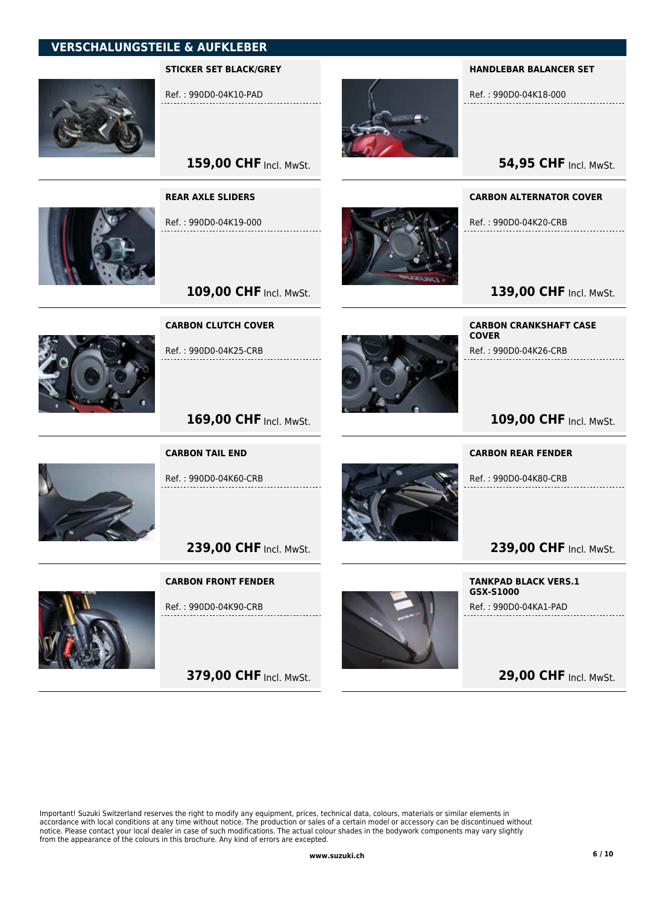## VERSCHALUNGSTEILE & AUFKLEBER

### STICKER SET BLACK/GREY

Ref. : 990D0-04K10-PAD

**159,00 CHF** Incl. MwSt.

### HANDLEBAR BALANCER SET

Ref. : 990D0-04K18-000

**54,95 CHF** Incl. MwSt.

### REAR AXLE SLIDERS

Ref. : 990D0-04K19-000

**109,00 CHF** Incl. MwSt.

### CARBON ALTERNATOR COVER

Ref. : 990D0-04K20-CRB

**139,00 CHF** Incl. MwSt.

### CARBON CLUTCH COVER

Ref. : 990D0-04K25-CRB

**169,00 CHF** Incl. MwSt.

### CARBON CRANKSHAFT CASE COVER

Ref. : 990D0-04K26-CRB

**109,00 CHF** Incl. MwSt.

### CARBON TAIL END

Ref. : 990D0-04K60-CRB

**239,00 CHF** Incl. MwSt.

### CARBON REAR FENDER

Ref. : 990D0-04K80-CRB

**239,00 CHF** Incl. MwSt.

### CARBON FRONT FENDER

Ref. : 990D0-04K90-CRB

**379,00 CHF** Incl. MwSt.

### TANKPAD BLACK VERS.1 GSX-S1000

Ref. : 990D0-04KA1-PAD

**29,00 CHF** Incl. MwSt.

Important! Suzuki Switzerland reserves the right to modify any equipment, prices, technical data, colours, materials or similar elements in accordance with local conditions at any time without notice. The production or sales of a certain model or accessory can be discontinued without notice. Please contact your local dealer in case of such modifications. The actual colour shades in the bodywork components may vary slightly from the appearance of the colours in this brochure. Any kind of errors are excepted.

**www.suzuki.ch**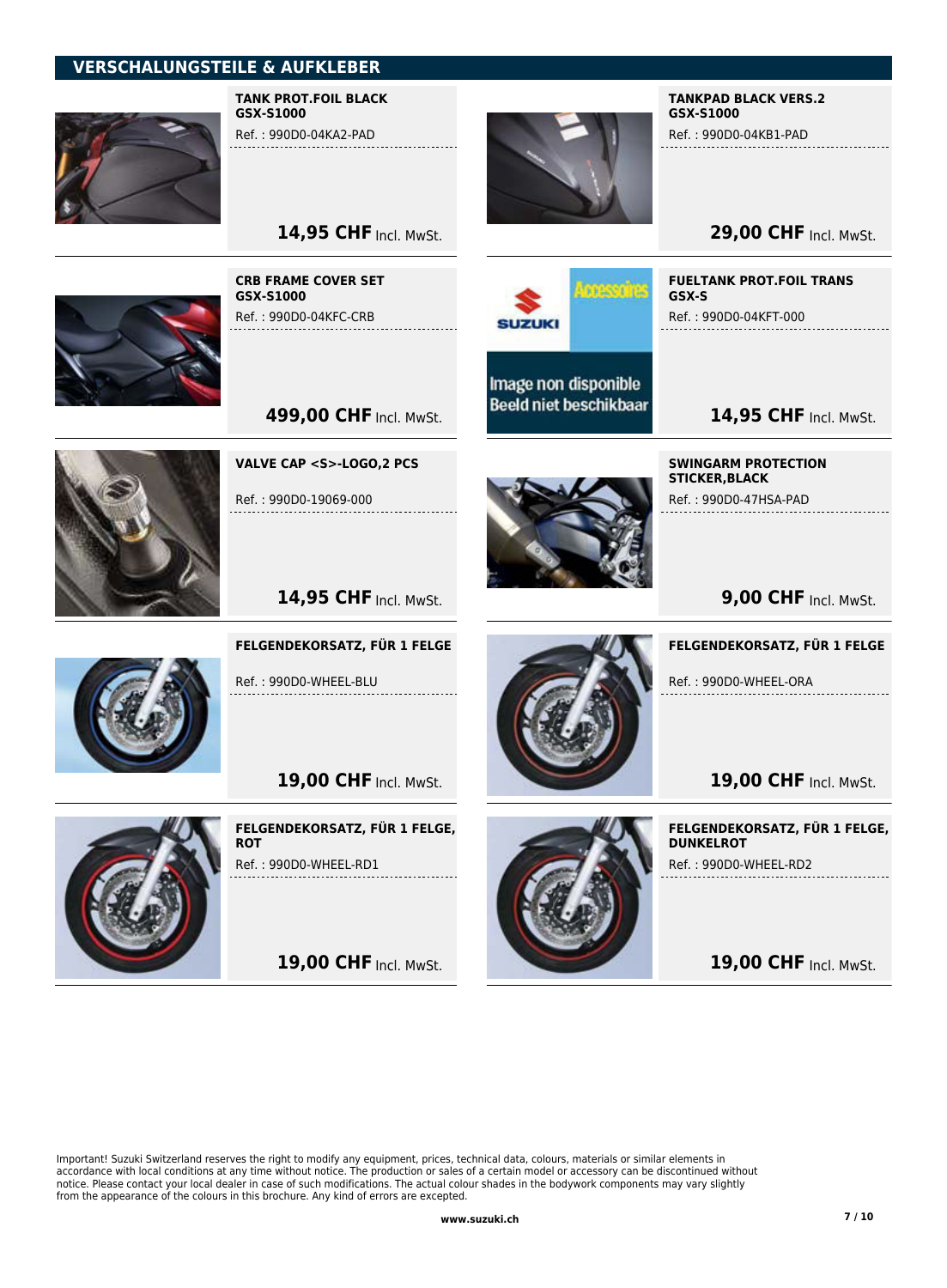## VERSCHALUNGSTEILE & AUFKLEBER

**TANK PROT.FOIL BLACK GSX-S1000**

Ref. : 990D0-04KA2-PAD

**14,95 CHF** Incl. MwSt.

**TANKPAD BLACK VERS.2 GSX-S1000**

Ref. : 990D0-04KB1-PAD

**29,00 CHF** Incl. MwSt.

**CRB FRAME COVER SET GSX-S1000**

Ref. : 990D0-04KFC-CRB

**499,00 CHF** Incl. MwSt.

**FUELTANK PROT.FOIL TRANS GSX-S**

Ref. : 990D0-04KFT-000

**14,95 CHF** Incl. MwSt.

**VALVE CAP <S>-LOGO,2 PCS**

Ref. : 990D0-19069-000

**14,95 CHF** Incl. MwSt.

**SWINGARM PROTECTION STICKER,BLACK**

Ref. : 990D0-47HSA-PAD

**9,00 CHF** Incl. MwSt.

**FELGENDEKORSATZ, FÜR 1 FELGE**

Ref. : 990D0-WHEEL-BLU

**19,00 CHF** Incl. MwSt.

**FELGENDEKORSATZ, FÜR 1 FELGE**

Ref. : 990D0-WHEEL-ORA

**19,00 CHF** Incl. MwSt.

**FELGENDEKORSATZ, FÜR 1 FELGE, ROT**

Ref. : 990D0-WHEEL-RD1

**19,00 CHF** Incl. MwSt.

**FELGENDEKORSATZ, FÜR 1 FELGE, DUNKELROT**

Ref. : 990D0-WHEEL-RD2

**19,00 CHF** Incl. MwSt.

Important! Suzuki Switzerland reserves the right to modify any equipment, prices, technical data, colours, materials or similar elements in accordance with local conditions at any time without notice. The production or sales of a certain model or accessory can be discontinued without notice. Please contact your local dealer in case of such modifications. The actual colour shades in the bodywork components may vary slightly from the appearance of the colours in this brochure. Any kind of errors are excepted.

**www.suzuki.ch**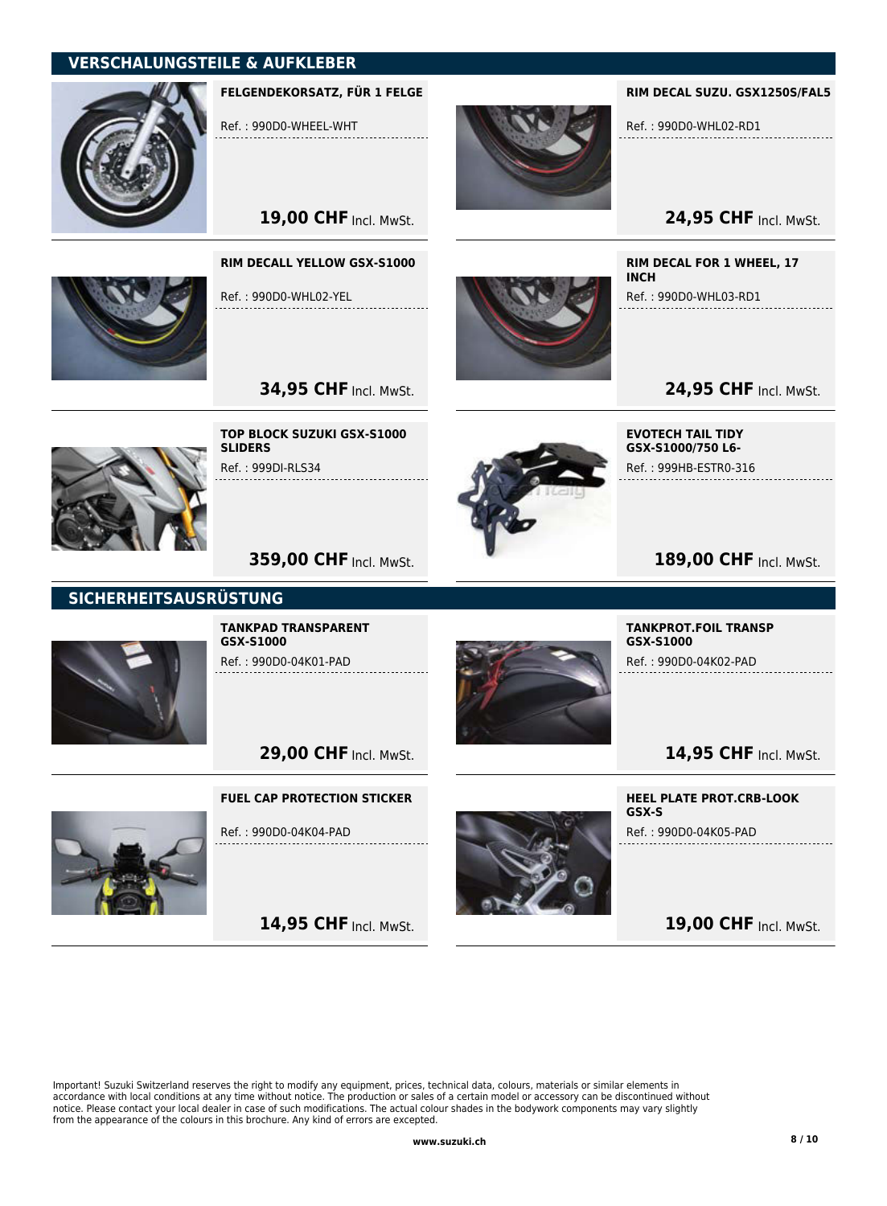## VERSCHALUNGSTEILE & AUFKLEBER

**FELGENDEKORSATZ, FÜR 1 FELGE**

Ref. : 990D0-WHEEL-WHT

**19,00 CHF** Incl. MwSt.

**RIM DECAL SUZU. GSX1250S/FAL5**

Ref. : 990D0-WHL02-RD1

**24,95 CHF** Incl. MwSt.

**RIM DECALL YELLOW GSX-S1000**

Ref. : 990D0-WHL02-YEL

**34,95 CHF** Incl. MwSt.

**RIM DECAL FOR 1 WHEEL, 17 INCH**

Ref. : 990D0-WHL03-RD1

**24,95 CHF** Incl. MwSt.

**TOP BLOCK SUZUKI GSX-S1000 SLIDERS**

Ref. : 999DI-RLS34

**359,00 CHF** Incl. MwSt.

**EVOTECH TAIL TIDY GSX-S1000/750 L6-**

Ref. : 999HB-ESTR0-316

**189,00 CHF** Incl. MwSt.

## SICHERHEITSAUSRÜSTUNG

**TANKPAD TRANSPARENT GSX-S1000**

Ref. : 990D0-04K01-PAD

**29,00 CHF** Incl. MwSt.

**TANKPROT.FOIL TRANSP GSX-S1000**

Ref. : 990D0-04K02-PAD

**14,95 CHF** Incl. MwSt.

**FUEL CAP PROTECTION STICKER**

Ref. : 990D0-04K04-PAD

**14,95 CHF** Incl. MwSt.

**HEEL PLATE PROT.CRB-LOOK GSX-S**

Ref. : 990D0-04K05-PAD

**19,00 CHF** Incl. MwSt.

Important! Suzuki Switzerland reserves the right to modify any equipment, prices, technical data, colours, materials or similar elements in accordance with local conditions at any time without notice. The production or sales of a certain model or accessory can be discontinued without notice. Please contact your local dealer in case of such modifications. The actual colour shades in the bodywork components may vary slightly from the appearance of the colours in this brochure. Any kind of errors are excepted.

**www.suzuki.ch**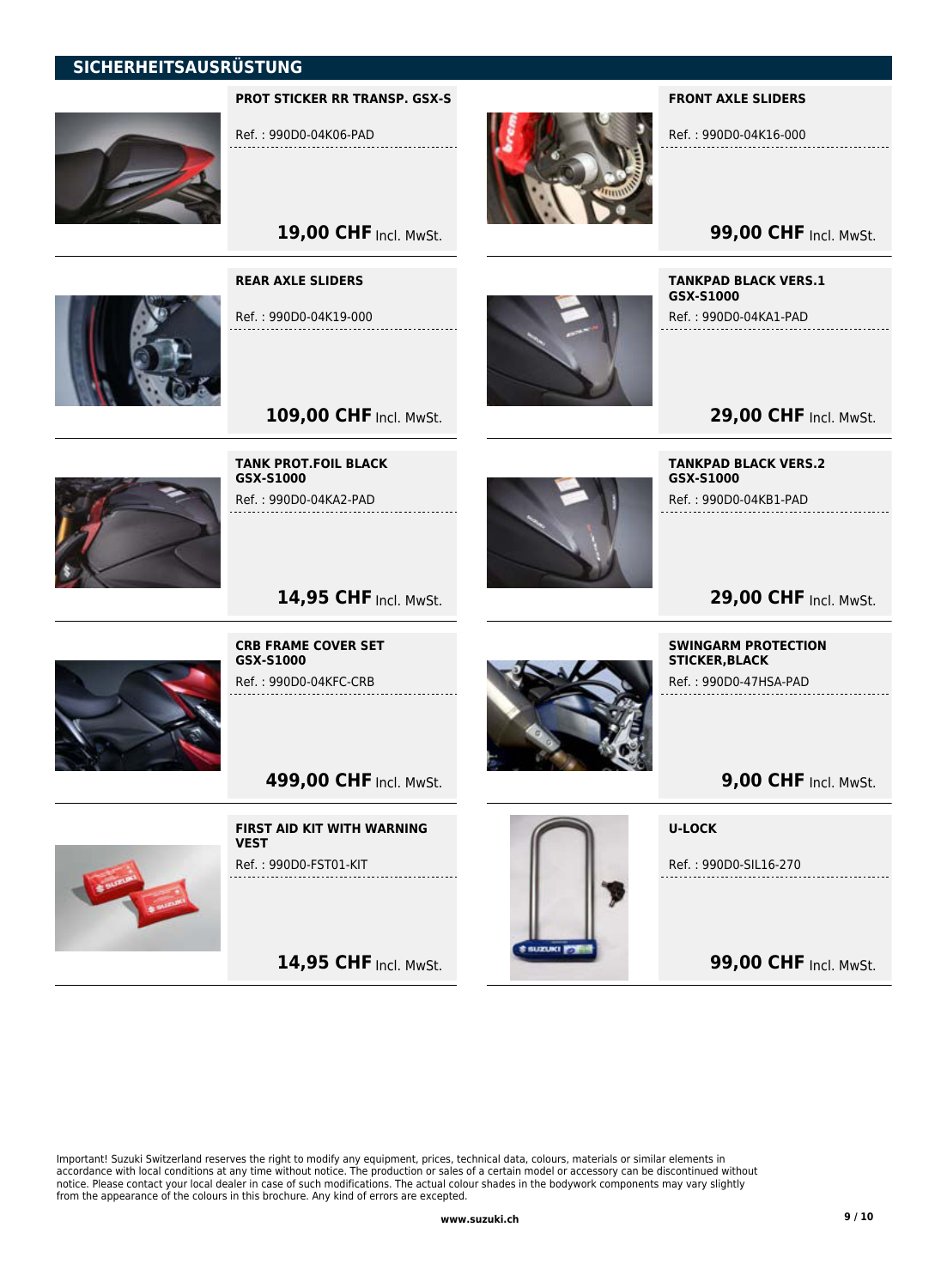## SICHERHEITSAUSRÜSTUNG

### PROT STICKER RR TRANSP. GSX-S

Ref. : 990D0-04K06-PAD

**19,00 CHF** Incl. MwSt.

### FRONT AXLE SLIDERS

Ref. : 990D0-04K16-000

**99,00 CHF** Incl. MwSt.

### REAR AXLE SLIDERS

Ref. : 990D0-04K19-000

**109,00 CHF** Incl. MwSt.

### TANKPAD BLACK VERS.1 GSX-S1000

Ref. : 990D0-04KA1-PAD

**29,00 CHF** Incl. MwSt.

### TANK PROT.FOIL BLACK GSX-S1000

Ref. : 990D0-04KA2-PAD

**14,95 CHF** Incl. MwSt.

### TANKPAD BLACK VERS.2 GSX-S1000

Ref. : 990D0-04KB1-PAD

**29,00 CHF** Incl. MwSt.

### CRB FRAME COVER SET GSX-S1000

Ref. : 990D0-04KFC-CRB

**499,00 CHF** Incl. MwSt.

### SWINGARM PROTECTION STICKER,BLACK

Ref. : 990D0-47HSA-PAD

**9,00 CHF** Incl. MwSt.

### FIRST AID KIT WITH WARNING VEST

Ref. : 990D0-FST01-KIT

**14,95 CHF** Incl. MwSt.

### U-LOCK

Ref. : 990D0-SIL16-270

**99,00 CHF** Incl. MwSt.

Important! Suzuki Switzerland reserves the right to modify any equipment, prices, technical data, colours, materials or similar elements in accordance with local conditions at any time without notice. The production or sales of a certain model or accessory can be discontinued without notice. Please contact your local dealer in case of such modifications. The actual colour shades in the bodywork components may vary slightly from the appearance of the colours in this brochure. Any kind of errors are excepted.

www.suzuki.ch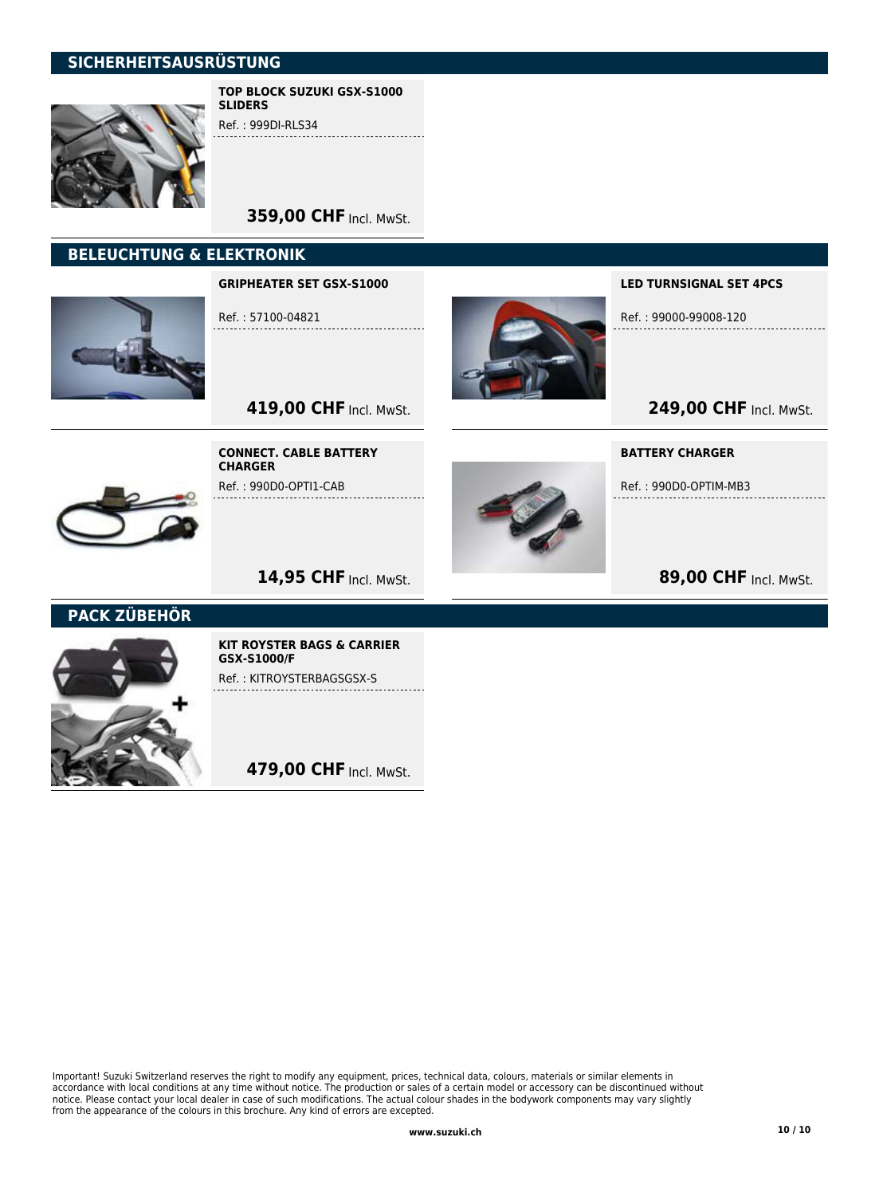## SICHERHEITSAUSRÜSTUNG

**TOP BLOCK SUZUKI GSX-S1000 SLIDERS**

Ref. : 999DI-RLS34

**359,00 CHF** Incl. MwSt.

## BELEUCHTUNG & ELEKTRONIK

**GRIPHEATER SET GSX-S1000**

Ref. : 57100-04821

**419,00 CHF** Incl. MwSt.

**LED TURNSIGNAL SET 4PCS**

Ref. : 99000-99008-120

**249,00 CHF** Incl. MwSt.

**CONNECT. CABLE BATTERY CHARGER**

Ref. : 990D0-OPTI1-CAB

**14,95 CHF** Incl. MwSt.

**BATTERY CHARGER**

Ref. : 990D0-OPTIM-MB3

**89,00 CHF** Incl. MwSt.

## PACK ZÜBEHÖR

**KIT ROYSTER BAGS & CARRIER GSX-S1000/F**

Ref. : KITROYSTERBAGSGSX-S

**479,00 CHF** Incl. MwSt.

Important! Suzuki Switzerland reserves the right to modify any equipment, prices, technical data, colours, materials or similar elements in accordance with local conditions at any time without notice. The production or sales of a certain model or accessory can be discontinued without notice. Please contact your local dealer in case of such modifications. The actual colour shades in the bodywork components may vary slightly from the appearance of the colours in this brochure. Any kind of errors are excepted.

**www.suzuki.ch**